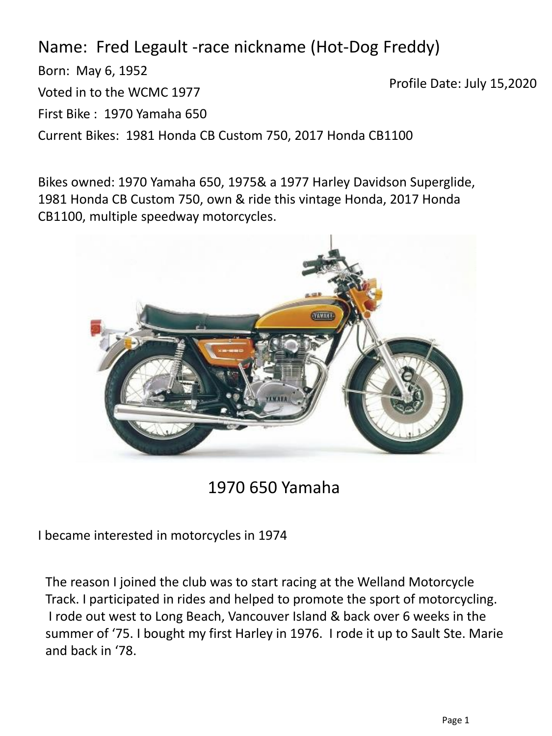Name: Fred Legault -race nickname (Hot-Dog Freddy)

Born: May 6, 1952

Profile Date: July 15,2020

Voted in to the WCMC 1977

First Bike : 1970 Yamaha 650

Current Bikes: 1981 Honda CB Custom 750, 2017 Honda CB1100

Bikes owned: 1970 Yamaha 650, 1975& a 1977 Harley Davidson Superglide, 1981 Honda CB Custom 750, own & ride this vintage Honda, 2017 Honda CB1100, multiple speedway motorcycles.

1970 650 Yamaha

I became interested in motorcycles in 1974

The reason I joined the club was to start racing at the Welland Motorcycle Track. I participated in rides and helped to promote the sport of motorcycling. I rode out west to Long Beach, Vancouver Island & back over 6 weeks in the summer of '75. I bought my first Harley in 1976. I rode it up to Sault Ste. Marie and back in '78.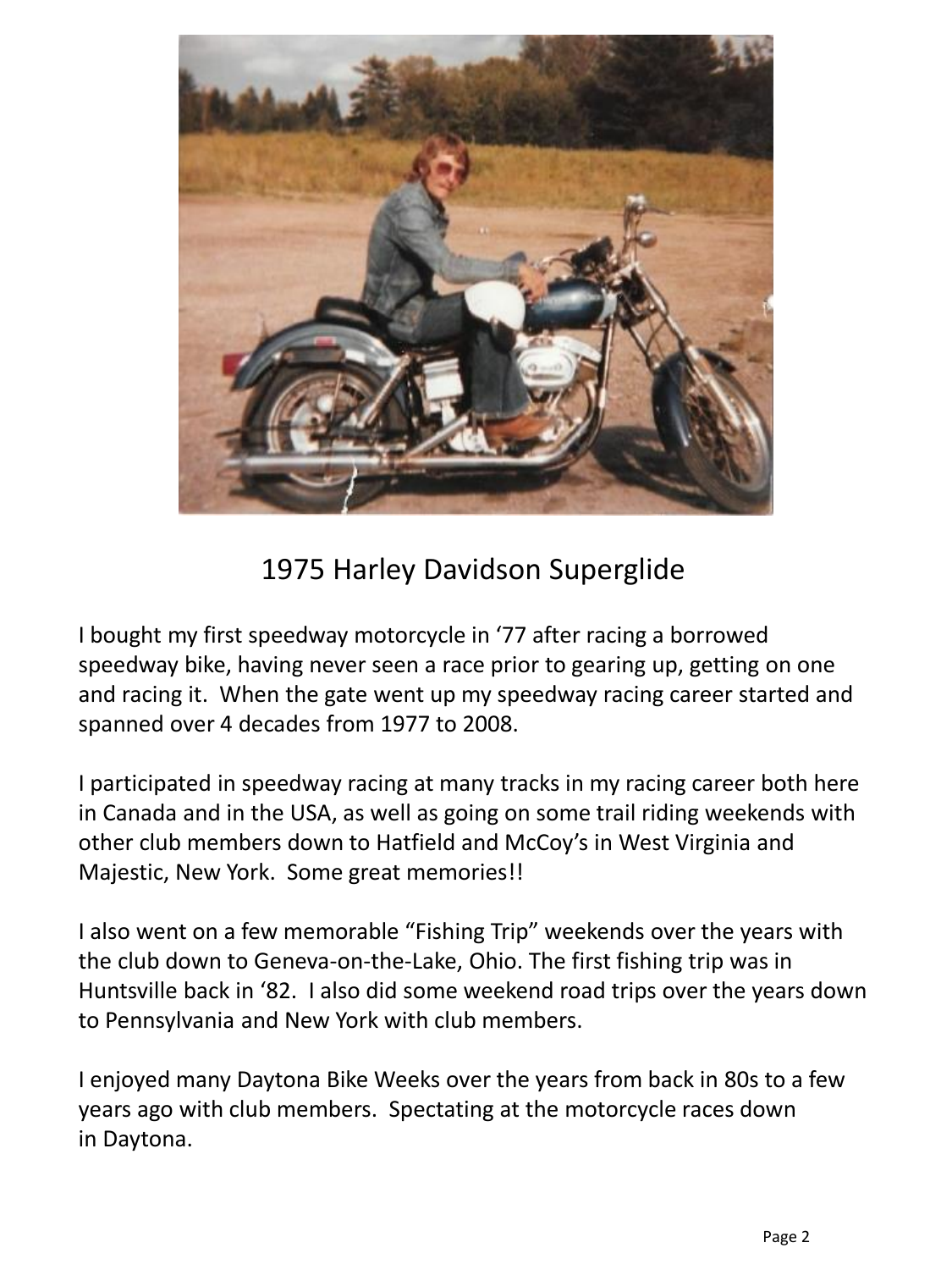1975 Harley Davidson Superglide

I bought my first speedway motorcycle in '77 after racing a borrowed speedway bike, having never seen a race prior to gearing up, getting on one and racing it. When the gate went up my speedway racing career started and spanned over 4 decades from 1977 to 2008.

I participated in speedway racing at many tracks in my racing career both here in Canada and in the USA, as well as going on some trail riding weekends with other club members down to Hatfield and McCoy's in West Virginia and Majestic, New York. Some great memories!!

I also went on a few memorable "Fishing Trip" weekends over the years with the club down to Geneva-on-the-Lake, Ohio. The first fishing trip was in Huntsville back in '82. I also did some weekend road trips over the years down to Pennsylvania and New York with club members.

I enjoyed many Daytona Bike Weeks over the years from back in 80s to a few years ago with club members. Spectating at the motorcycle races down in Daytona.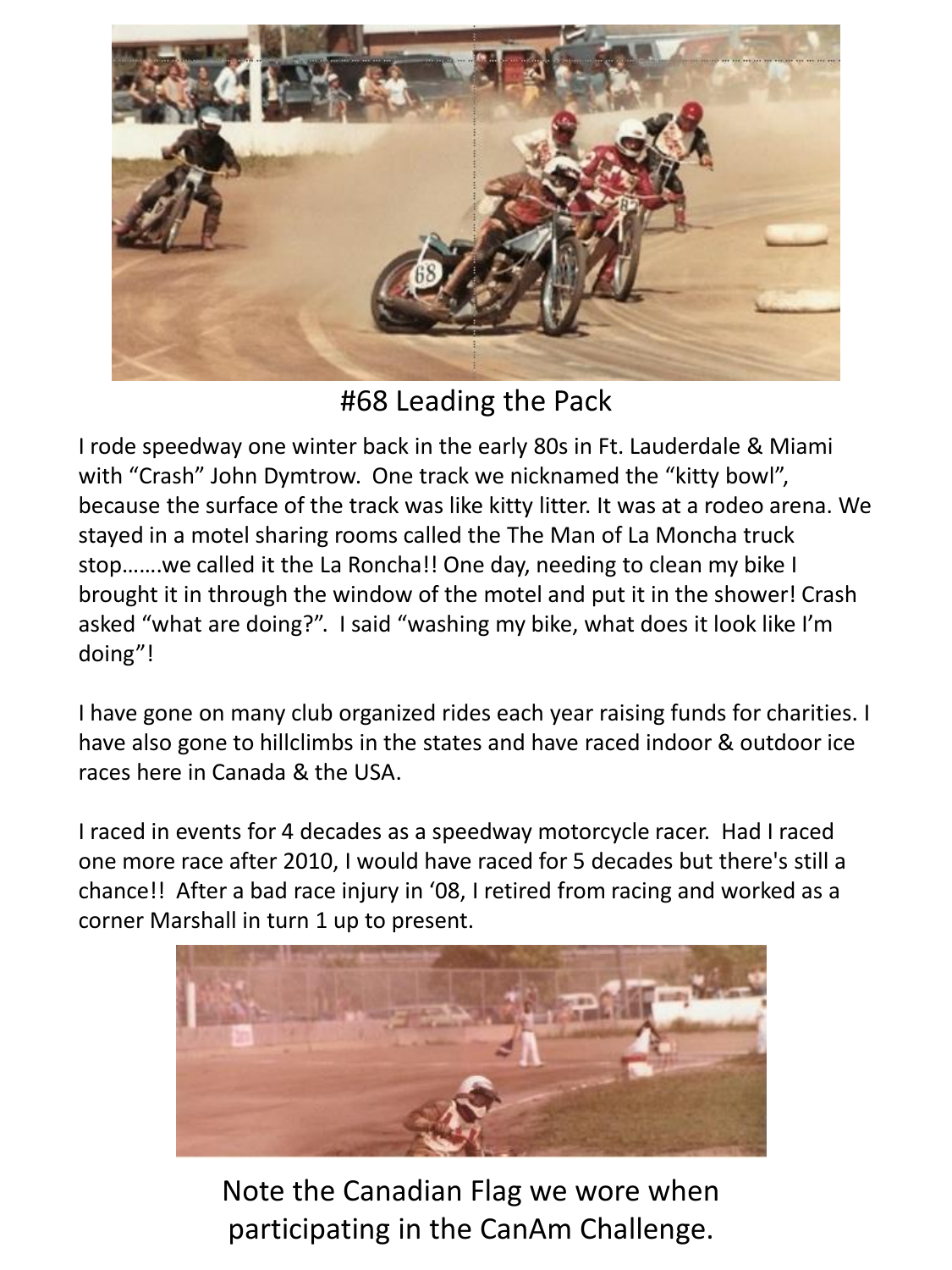#68 Leading the Pack

I rode speedway one winter back in the early 80s in Ft. Lauderdale & Miami with "Crash" John Dymtrow. One track we nicknamed the "kitty bowl", because the surface of the track was like kitty litter. It was at a rodeo arena. We stayed in a motel sharing rooms called the The Man of La Moncha truck stop…….we called it the La Roncha!! One day, needing to clean my bike I brought it in through the window of the motel and put it in the shower! Crash asked "what are doing?". I said "washing my bike, what does it look like I'm doing"!

I have gone on many club organized rides each year raising funds for charities. I have also gone to hillclimbs in the states and have raced indoor & outdoor ice races here in Canada & the USA.

I raced in events for 4 decades as a speedway motorcycle racer. Had I raced one more race after 2010, I would have raced for 5 decades but there's still a chance!! After a bad race injury in '08, I retired from racing and worked as a corner Marshall in turn 1 up to present.

Note the Canadian Flag we wore when participating in the CanAm Challenge.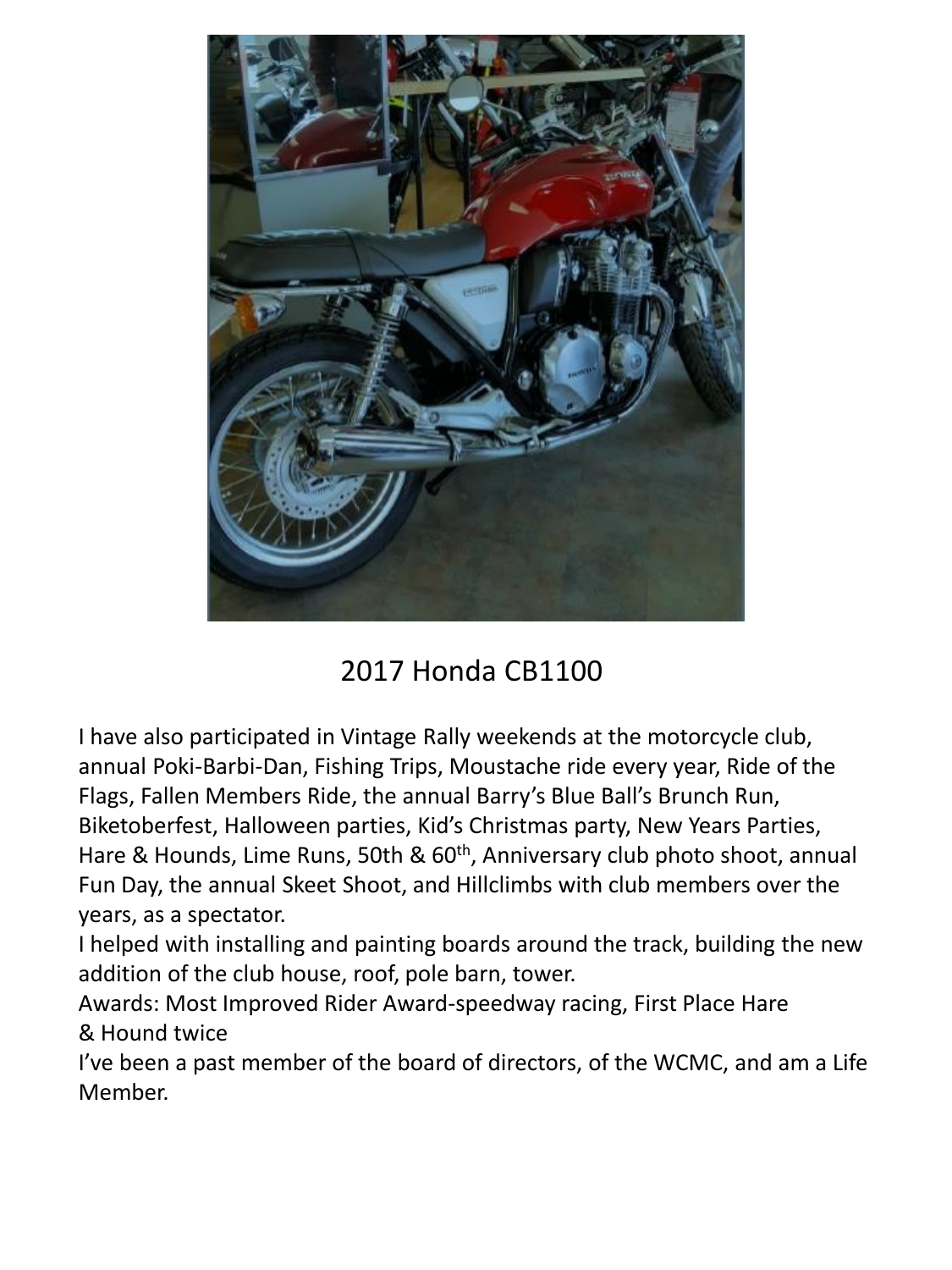2017 Honda CB1100

I have also participated in Vintage Rally weekends at the motorcycle club, annual Poki-Barbi-Dan, Fishing Trips, Moustache ride every year, Ride of the Flags, Fallen Members Ride, the annual Barry's Blue Ball's Brunch Run, Biketoberfest, Halloween parties, Kid's Christmas party, New Years Parties, Hare & Hounds, Lime Runs, 50th & 60th, Anniversary club photo shoot, annual Fun Day, the annual Skeet Shoot, and Hillclimbs with club members over the years, as a spectator.
I helped with installing and painting boards around the track, building the new addition of the club house, roof, pole barn, tower.
Awards: Most Improved Rider Award-speedway racing, First Place Hare & Hound twice
I've been a past member of the board of directors, of the WCMC, and am a Life Member.